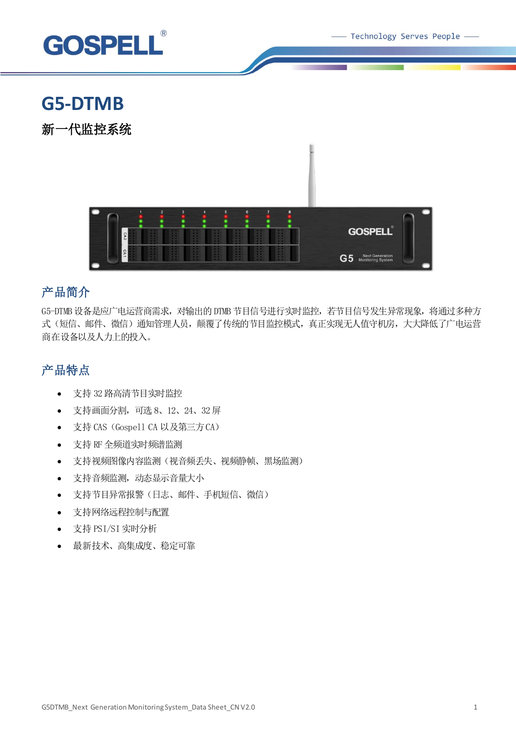# G5-DTMB

## 新一代监控系统

## 产品简介

G5-DTMB 设备是应广电运营商需求，对输出的 DTMB 节目信号进行实时监控，若节目信号发生异常现象，将通过多种方式（短信、邮件、微信）通知管理人员，颠覆了传统的节目监控模式，真正实现无人值守机房，大大降低了广电运营商在设备以及人力上的投入。

## 产品特点

- 支持 32 路高清节目实时监控
- 支持画面分割，可选 8、12、24、32 屏
- 支持 CAS（Gospell CA 以及第三方 CA）
- 支持 RF 全频道实时频谱监测
- 支持视频图像内容监测（视音频丢失、视频静帧、黑场监测）
- 支持音频监测，动态显示音量大小
- 支持节目异常报警（日志、邮件、手机短信、微信）
- 支持网络远程控制与配置
- 支持 PSI/SI 实时分析
- 最新技术、高集成度、稳定可靠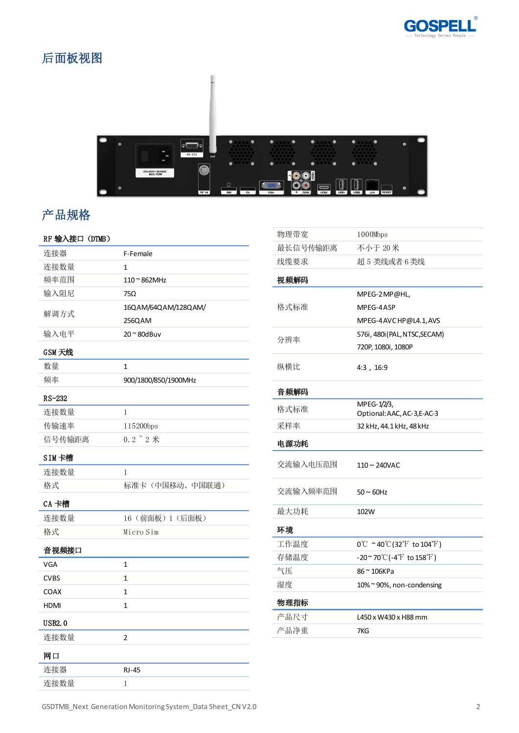## 后面板视图

## 产品规格

**RF 输入接口（DTMB）**

| | |
|---|---|
| 连接器 | F-Female |
| 连接数量 | 1 |
| 频率范围 | 110 ~ 862MHz |
| 输入阻尼 | 75Ω |
| 解调方式 | 16QAM/64QAM/128QAM/256QAM |
| 输入电平 | 20 ~ 80dBuv |

**GSM 天线**

| | |
|---|---|
| 数量 | 1 |
| 频率 | 900/1800/850/1900MHz |

**RS-232**

| | |
|---|---|
| 连接数量 | 1 |
| 传输速率 | 115200bps |
| 信号传输距离 | 0.2 ~ 2 米 |

**SIM 卡槽**

| | |
|---|---|
| 连接数量 | 1 |
| 格式 | 标准卡（中国移动、中国联通） |

**CA 卡槽**

| | |
|---|---|
| 连接数量 | 16（前面板）1（后面板） |
| 格式 | Micro Sim |

**音视频接口**

| | |
|---|---|
| VGA | 1 |
| CVBS | 1 |
| COAX | 1 |
| HDMI | 1 |

**USB2.0**

| | |
|---|---|
| 连接数量 | 2 |

**网口**

| | |
|---|---|
| 连接器 | RJ-45 |
| 连接数量 | 1 |
| 物理带宽 | 1000Mbps |
| 最长信号传输距离 | 不小于 20 米 |
| 线缆要求 | 超 5 类线或者 6 类线 |

**视频解码**

| | |
|---|---|
| 格式标准 | MPEG-2 MP@HL,<br>MPEG-4 ASP<br>MPEG-4 AVC HP@L4.1, AVS |
| 分辨率 | 576i, 480i (PAL, NTSC,SECAM)<br>720P, 1080i, 1080P |
| 纵横比 | 4:3，16:9 |

**音频解码**

| | |
|---|---|
| 格式标准 | MPEG-1/2/3,<br>Optional: AAC, AC-3,E-AC-3 |
| 采样率 | 32 kHz, 44.1 kHz, 48 kHz |

**电源功耗**

| | |
|---|---|
| 交流输入电压范围 | 110 ~ 240VAC |
| 交流输入频率范围 | 50 ~ 60Hz |
| 最大功耗 | 102W |

**环境**

| | |
|---|---|
| 工作温度 | 0℃ ~40℃(32℉ to 104℉) |
| 存储温度 | -20~ 70℃(-4℉ to 158℉) |
| 气压 | 86 ~ 106KPa |
| 湿度 | 10% ~ 90%, non-condensing |

**物理指标**

| | |
|---|---|
| 产品尺寸 | L450 x W430 x H88 mm |
| 产品净重 | 7KG |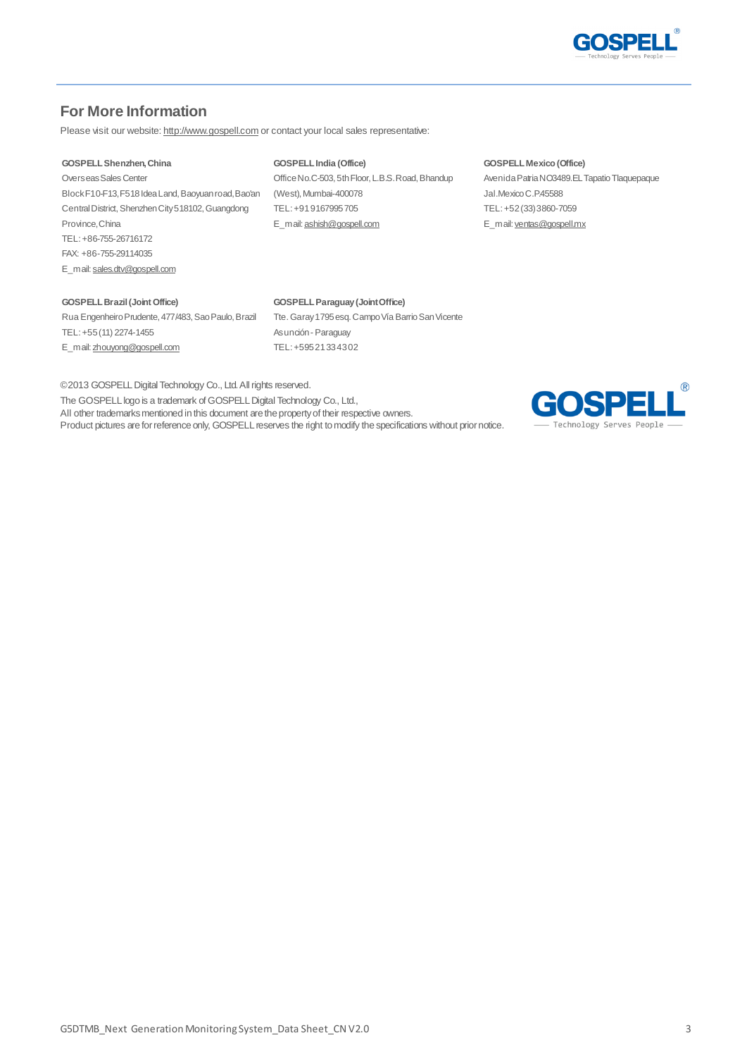## For More Information

Please visit our website: http://www.gospell.com or contact your local sales representative:

**GOSPELL Shenzhen, China**
Overseas Sales Center
Block F10-F13, F518 Idea Land, Baoyuan road, Bao'an Central District, Shenzhen City 518102, Guangdong Province, China
TEL: +86-755-26716172
FAX: +86-755-29114035
E_mail: sales.dtv@gospell.com

**GOSPELL India (Office)**
Office No.C-503, 5th Floor, L.B.S. Road, Bhandup (West), Mumbai-400078
TEL: +91 9167995 705
E_mail: ashish@gospell.com

**GOSPELL Mexico (Office)**
Avenida Patria NO3489.EL Tapatio Tlaquepaque Jal.Mexico C.P45588
TEL: +52 (33) 3860-7059
E_mail: ventas@gospell.mx

**GOSPELL Brazil (Joint Office)**
Rua Engenheiro Prudente, 477/483, Sao Paulo, Brazil
TEL: +55 (11) 2274-1455
E_mail: zhouyong@gospell.com

**GOSPELL Paraguay (Joint Office)**
Tte. Garay 1795 esq. Campo Vía Barrio San Vicente Asunción - Paraguay
TEL: +595 21 334302

©2013 GOSPELL Digital Technology Co., Ltd. All rights reserved.
The GOSPELL logo is a trademark of GOSPELL Digital Technology Co., Ltd.,
All other trademarks mentioned in this document are the property of their respective owners.
Product pictures are for reference only, GOSPELL reserves the right to modify the specifications without prior notice.